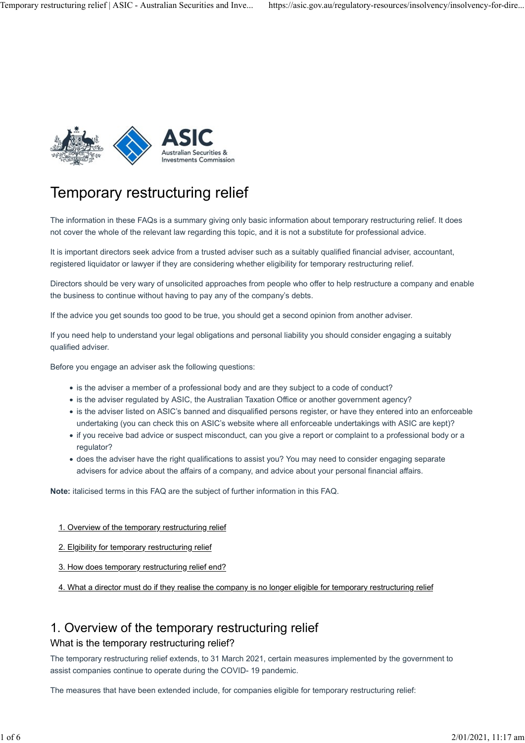# Temporary restructuring relief

The information in these FAQs is a summary giving only basic information about temporary restructuring relief. It does not cover the whole of the relevant law regarding this topic, and it is not a substitute for professional advice.

It is important directors seek advice from a trusted adviser such as a suitably qualified financial adviser, accountant, registered liquidator or lawyer if they are considering whether eligibility for temporary restructuring relief.

Directors should be very wary of unsolicited approaches from people who offer to help restructure a company and enable the business to continue without having to pay any of the company's debts.

If the advice you get sounds too good to be true, you should get a second opinion from another adviser.

If you need help to understand your legal obligations and personal liability you should consider engaging a suitably qualified adviser.

Before you engage an adviser ask the following questions:

- is the adviser a member of a professional body and are they subject to a code of conduct?
- is the adviser regulated by ASIC, the Australian Taxation Office or another government agency?
- is the adviser listed on ASIC's banned and disqualified persons register, or have they entered into an enforceable undertaking (you can check this on ASIC's website where all enforceable undertakings with ASIC are kept)?
- if you receive bad advice or suspect misconduct, can you give a report or complaint to a professional body or a regulator?
- does the adviser have the right qualifications to assist you? You may need to consider engaging separate advisers for advice about the affairs of a company, and advice about your personal financial affairs.

**Note:** italicised terms in this FAQ are the subject of further information in this FAQ.

1. Overview of the temporary restructuring relief
2. Elgibility for temporary restructuring relief
3. How does temporary restructuring relief end?
4. What a director must do if they realise the company is no longer eligible for temporary restructuring relief

## 1. Overview of the temporary restructuring relief

### What is the temporary restructuring relief?

The temporary restructuring relief extends, to 31 March 2021, certain measures implemented by the government to assist companies continue to operate during the COVID- 19 pandemic.

The measures that have been extended include, for companies eligible for temporary restructuring relief: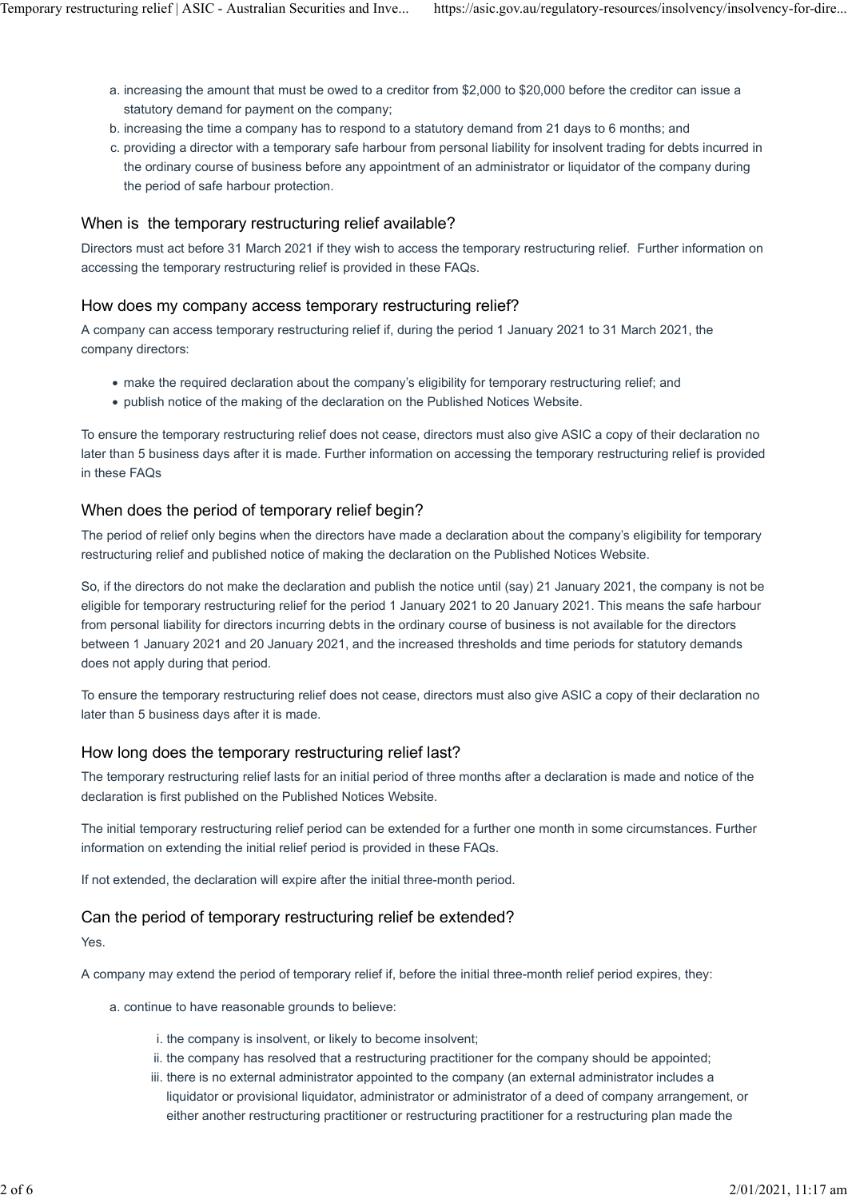a. increasing the amount that must be owed to a creditor from $2,000 to $20,000 before the creditor can issue a statutory demand for payment on the company;
b. increasing the time a company has to respond to a statutory demand from 21 days to 6 months; and
c. providing a director with a temporary safe harbour from personal liability for insolvent trading for debts incurred in the ordinary course of business before any appointment of an administrator or liquidator of the company during the period of safe harbour protection.

## When is the temporary restructuring relief available?

Directors must act before 31 March 2021 if they wish to access the temporary restructuring relief. Further information on accessing the temporary restructuring relief is provided in these FAQs.

## How does my company access temporary restructuring relief?

A company can access temporary restructuring relief if, during the period 1 January 2021 to 31 March 2021, the company directors:

- make the required declaration about the company's eligibility for temporary restructuring relief; and
- publish notice of the making of the declaration on the Published Notices Website.

To ensure the temporary restructuring relief does not cease, directors must also give ASIC a copy of their declaration no later than 5 business days after it is made. Further information on accessing the temporary restructuring relief is provided in these FAQs

## When does the period of temporary relief begin?

The period of relief only begins when the directors have made a declaration about the company's eligibility for temporary restructuring relief and published notice of making the declaration on the Published Notices Website.

So, if the directors do not make the declaration and publish the notice until (say) 21 January 2021, the company is not be eligible for temporary restructuring relief for the period 1 January 2021 to 20 January 2021. This means the safe harbour from personal liability for directors incurring debts in the ordinary course of business is not available for the directors between 1 January 2021 and 20 January 2021, and the increased thresholds and time periods for statutory demands does not apply during that period.

To ensure the temporary restructuring relief does not cease, directors must also give ASIC a copy of their declaration no later than 5 business days after it is made.

## How long does the temporary restructuring relief last?

The temporary restructuring relief lasts for an initial period of three months after a declaration is made and notice of the declaration is first published on the Published Notices Website.

The initial temporary restructuring relief period can be extended for a further one month in some circumstances. Further information on extending the initial relief period is provided in these FAQs.

If not extended, the declaration will expire after the initial three-month period.

## Can the period of temporary restructuring relief be extended?

Yes.

A company may extend the period of temporary relief if, before the initial three-month relief period expires, they:

a. continue to have reasonable grounds to believe:
   i. the company is insolvent, or likely to become insolvent;
   ii. the company has resolved that a restructuring practitioner for the company should be appointed;
   iii. there is no external administrator appointed to the company (an external administrator includes a liquidator or provisional liquidator, administrator or administrator of a deed of company arrangement, or either another restructuring practitioner or restructuring practitioner for a restructuring plan made the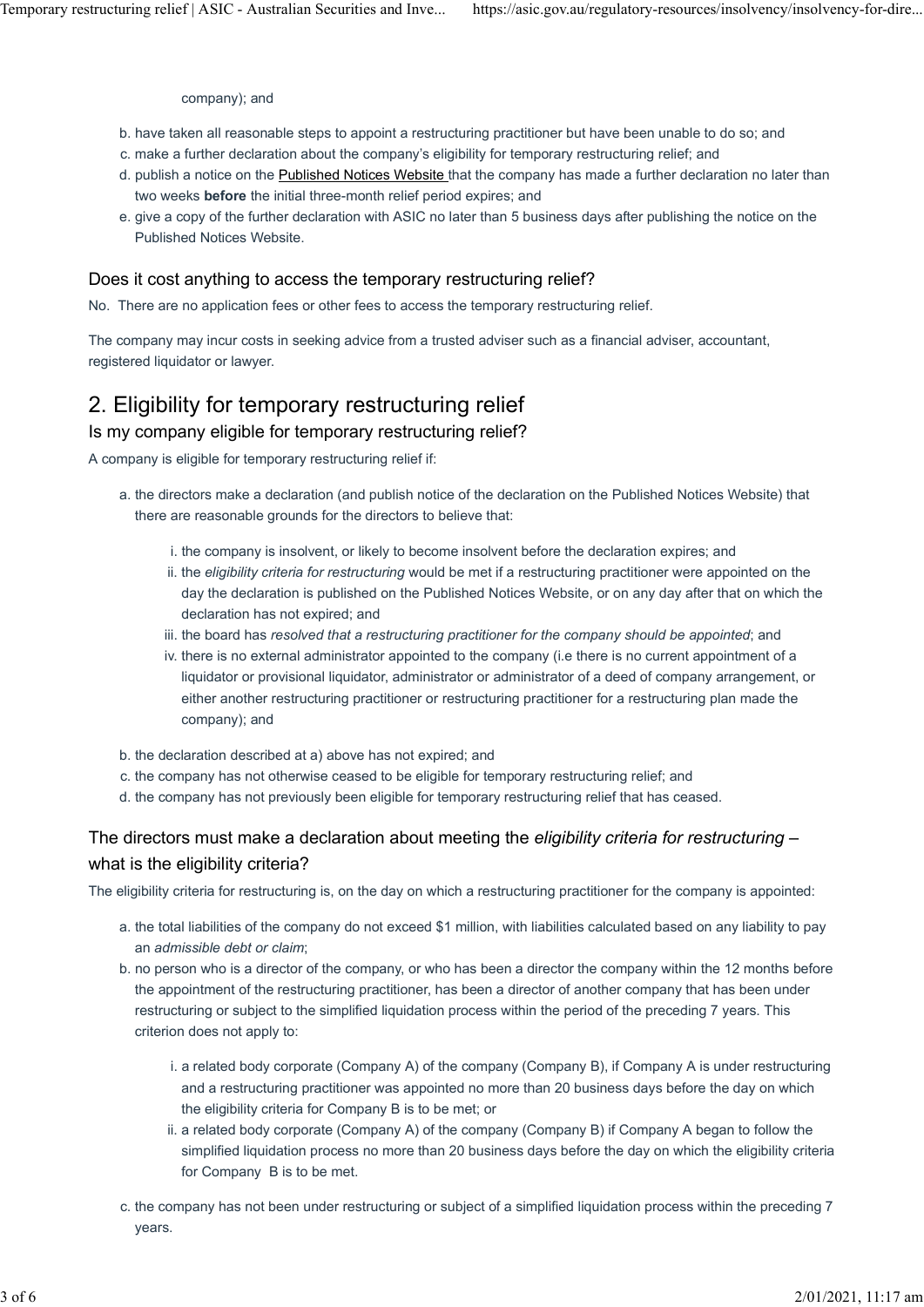company); and

b. have taken all reasonable steps to appoint a restructuring practitioner but have been unable to do so; and
c. make a further declaration about the company's eligibility for temporary restructuring relief; and
d. publish a notice on the Published Notices Website that the company has made a further declaration no later than two weeks **before** the initial three-month relief period expires; and
e. give a copy of the further declaration with ASIC no later than 5 business days after publishing the notice on the Published Notices Website.

### Does it cost anything to access the temporary restructuring relief?

No. There are no application fees or other fees to access the temporary restructuring relief.

The company may incur costs in seeking advice from a trusted adviser such as a financial adviser, accountant, registered liquidator or lawyer.

## 2. Eligibility for temporary restructuring relief

### Is my company eligible for temporary restructuring relief?

A company is eligible for temporary restructuring relief if:

a. the directors make a declaration (and publish notice of the declaration on the Published Notices Website) that there are reasonable grounds for the directors to believe that:

   i. the company is insolvent, or likely to become insolvent before the declaration expires; and
   ii. the *eligibility criteria for restructuring* would be met if a restructuring practitioner were appointed on the day the declaration is published on the Published Notices Website, or on any day after that on which the declaration has not expired; and
   iii. the board has *resolved that a restructuring practitioner for the company should be appointed*; and
   iv. there is no external administrator appointed to the company (i.e there is no current appointment of a liquidator or provisional liquidator, administrator or administrator of a deed of company arrangement, or either another restructuring practitioner or restructuring practitioner for a restructuring plan made the company); and

b. the declaration described at a) above has not expired; and
c. the company has not otherwise ceased to be eligible for temporary restructuring relief; and
d. the company has not previously been eligible for temporary restructuring relief that has ceased.

### The directors must make a declaration about meeting the *eligibility criteria for restructuring* – what is the eligibility criteria?

The eligibility criteria for restructuring is, on the day on which a restructuring practitioner for the company is appointed:

a. the total liabilities of the company do not exceed $1 million, with liabilities calculated based on any liability to pay an *admissible debt or claim*;
b. no person who is a director of the company, or who has been a director the company within the 12 months before the appointment of the restructuring practitioner, has been a director of another company that has been under restructuring or subject to the simplified liquidation process within the period of the preceding 7 years. This criterion does not apply to:

   i. a related body corporate (Company A) of the company (Company B), if Company A is under restructuring and a restructuring practitioner was appointed no more than 20 business days before the day on which the eligibility criteria for Company B is to be met; or
   ii. a related body corporate (Company A) of the company (Company B) if Company A began to follow the simplified liquidation process no more than 20 business days before the day on which the eligibility criteria for Company B is to be met.

c. the company has not been under restructuring or subject of a simplified liquidation process within the preceding 7 years.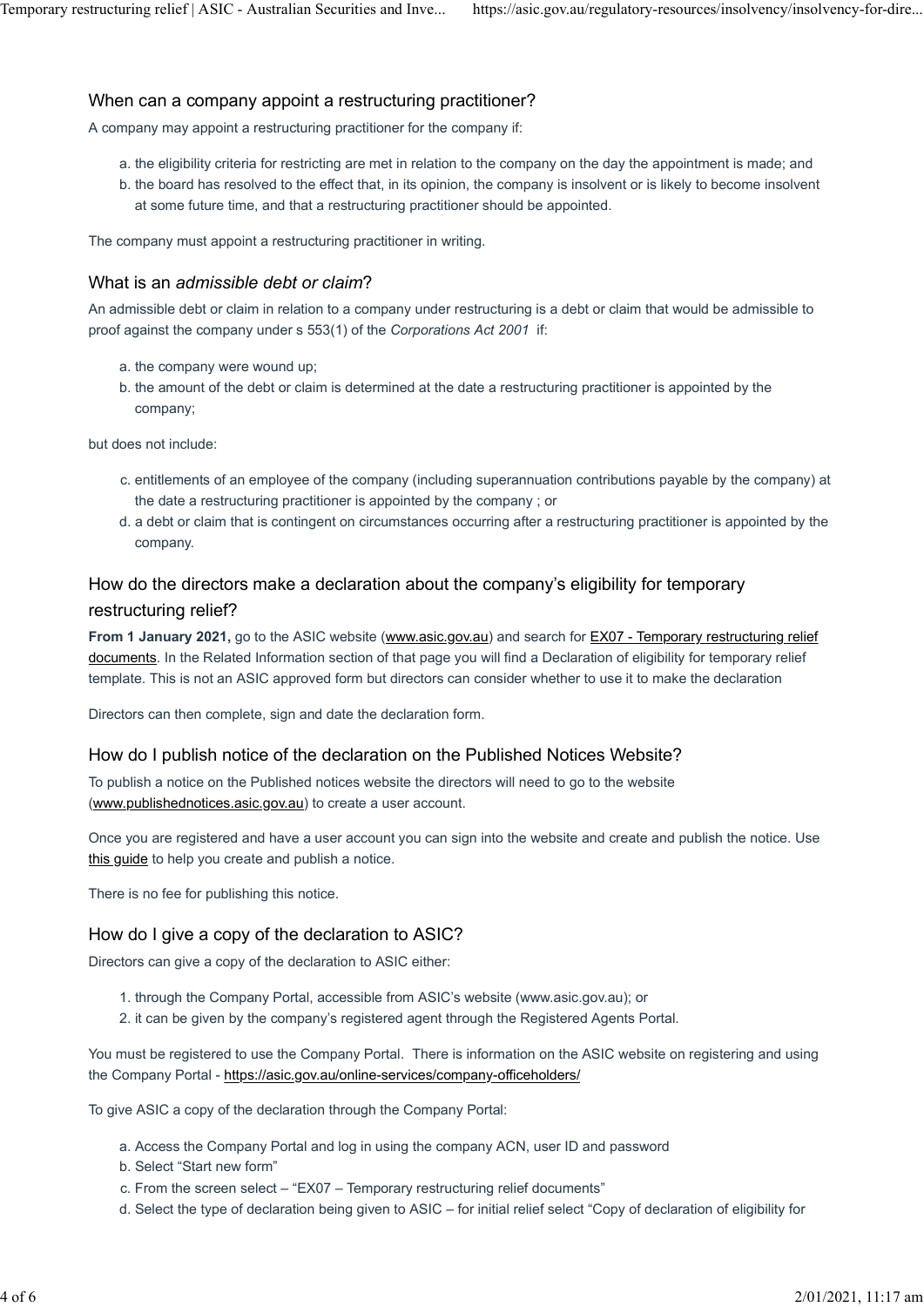## When can a company appoint a restructuring practitioner?

A company may appoint a restructuring practitioner for the company if:

a. the eligibility criteria for restricting are met in relation to the company on the day the appointment is made; and
b. the board has resolved to the effect that, in its opinion, the company is insolvent or is likely to become insolvent at some future time, and that a restructuring practitioner should be appointed.

The company must appoint a restructuring practitioner in writing.

## What is an *admissible debt or claim*?

An admissible debt or claim in relation to a company under restructuring is a debt or claim that would be admissible to proof against the company under s 553(1) of the *Corporations Act 2001* if:

a. the company were wound up;
b. the amount of the debt or claim is determined at the date a restructuring practitioner is appointed by the company;

but does not include:

c. entitlements of an employee of the company (including superannuation contributions payable by the company) at the date a restructuring practitioner is appointed by the company ; or
d. a debt or claim that is contingent on circumstances occurring after a restructuring practitioner is appointed by the company.

## How do the directors make a declaration about the company's eligibility for temporary restructuring relief?

**From 1 January 2021,** go to the ASIC website (www.asic.gov.au) and search for EX07 - Temporary restructuring relief documents. In the Related Information section of that page you will find a Declaration of eligibility for temporary relief template. This is not an ASIC approved form but directors can consider whether to use it to make the declaration

Directors can then complete, sign and date the declaration form.

## How do I publish notice of the declaration on the Published Notices Website?

To publish a notice on the Published notices website the directors will need to go to the website (www.publishednotices.asic.gov.au) to create a user account.

Once you are registered and have a user account you can sign into the website and create and publish the notice. Use this guide to help you create and publish a notice.

There is no fee for publishing this notice.

## How do I give a copy of the declaration to ASIC?

Directors can give a copy of the declaration to ASIC either:

1. through the Company Portal, accessible from ASIC's website (www.asic.gov.au); or
2. it can be given by the company's registered agent through the Registered Agents Portal.

You must be registered to use the Company Portal. There is information on the ASIC website on registering and using the Company Portal - https://asic.gov.au/online-services/company-officeholders/

To give ASIC a copy of the declaration through the Company Portal:

a. Access the Company Portal and log in using the company ACN, user ID and password
b. Select "Start new form"
c. From the screen select – "EX07 – Temporary restructuring relief documents"
d. Select the type of declaration being given to ASIC – for initial relief select "Copy of declaration of eligibility for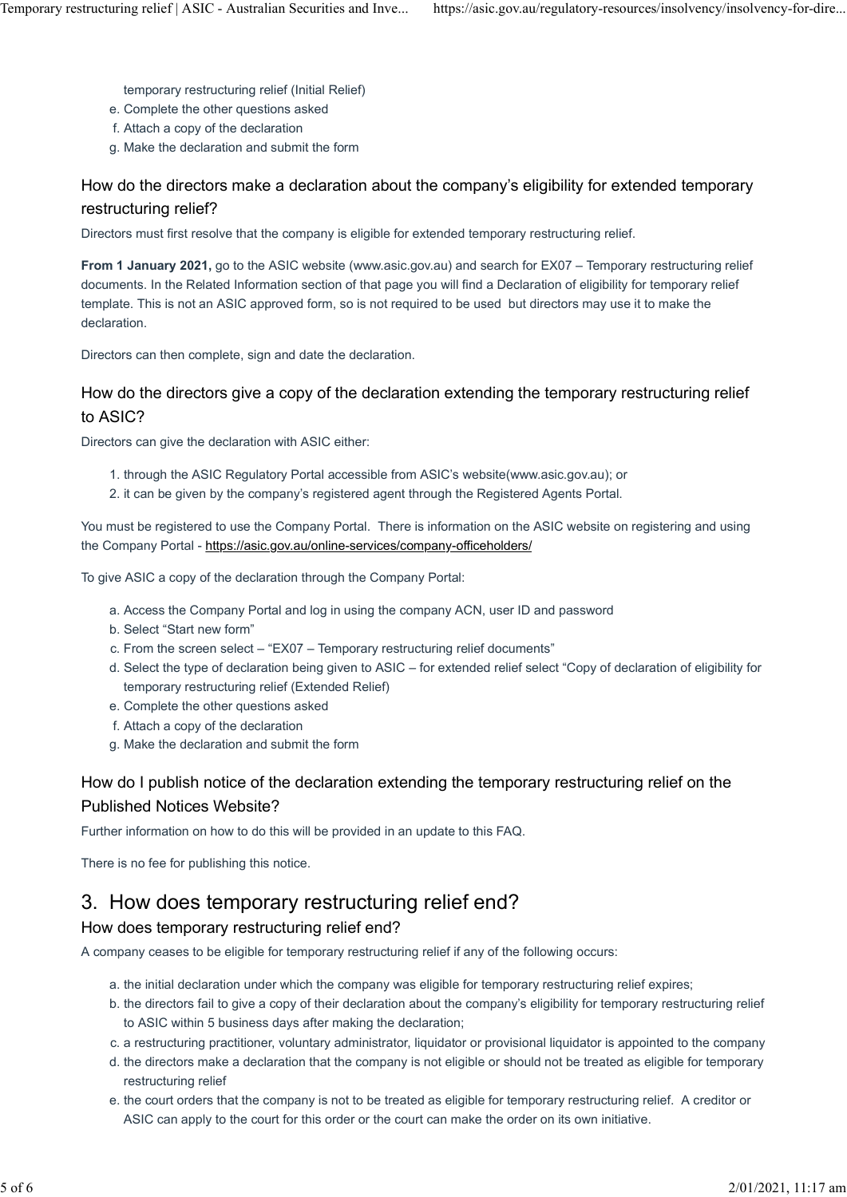temporary restructuring relief (Initial Relief)

e. Complete the other questions asked
f. Attach a copy of the declaration
g. Make the declaration and submit the form

### How do the directors make a declaration about the company's eligibility for extended temporary restructuring relief?

Directors must first resolve that the company is eligible for extended temporary restructuring relief.

**From 1 January 2021,** go to the ASIC website (www.asic.gov.au) and search for EX07 – Temporary restructuring relief documents. In the Related Information section of that page you will find a Declaration of eligibility for temporary relief template. This is not an ASIC approved form, so is not required to be used  but directors may use it to make the declaration.

Directors can then complete, sign and date the declaration.

### How do the directors give a copy of the declaration extending the temporary restructuring relief to ASIC?

Directors can give the declaration with ASIC either:

1. through the ASIC Regulatory Portal accessible from ASIC's website(www.asic.gov.au); or
2. it can be given by the company's registered agent through the Registered Agents Portal.

You must be registered to use the Company Portal.  There is information on the ASIC website on registering and using the Company Portal - https://asic.gov.au/online-services/company-officeholders/

To give ASIC a copy of the declaration through the Company Portal:

a. Access the Company Portal and log in using the company ACN, user ID and password
b. Select "Start new form"
c. From the screen select – "EX07 – Temporary restructuring relief documents"
d. Select the type of declaration being given to ASIC – for extended relief select "Copy of declaration of eligibility for temporary restructuring relief (Extended Relief)
e. Complete the other questions asked
f. Attach a copy of the declaration
g. Make the declaration and submit the form

### How do I publish notice of the declaration extending the temporary restructuring relief on the Published Notices Website?

Further information on how to do this will be provided in an update to this FAQ.

There is no fee for publishing this notice.

## 3. How does temporary restructuring relief end?

### How does temporary restructuring relief end?

A company ceases to be eligible for temporary restructuring relief if any of the following occurs:

a. the initial declaration under which the company was eligible for temporary restructuring relief expires;
b. the directors fail to give a copy of their declaration about the company's eligibility for temporary restructuring relief to ASIC within 5 business days after making the declaration;
c. a restructuring practitioner, voluntary administrator, liquidator or provisional liquidator is appointed to the company
d. the directors make a declaration that the company is not eligible or should not be treated as eligible for temporary restructuring relief
e. the court orders that the company is not to be treated as eligible for temporary restructuring relief.  A creditor or ASIC can apply to the court for this order or the court can make the order on its own initiative.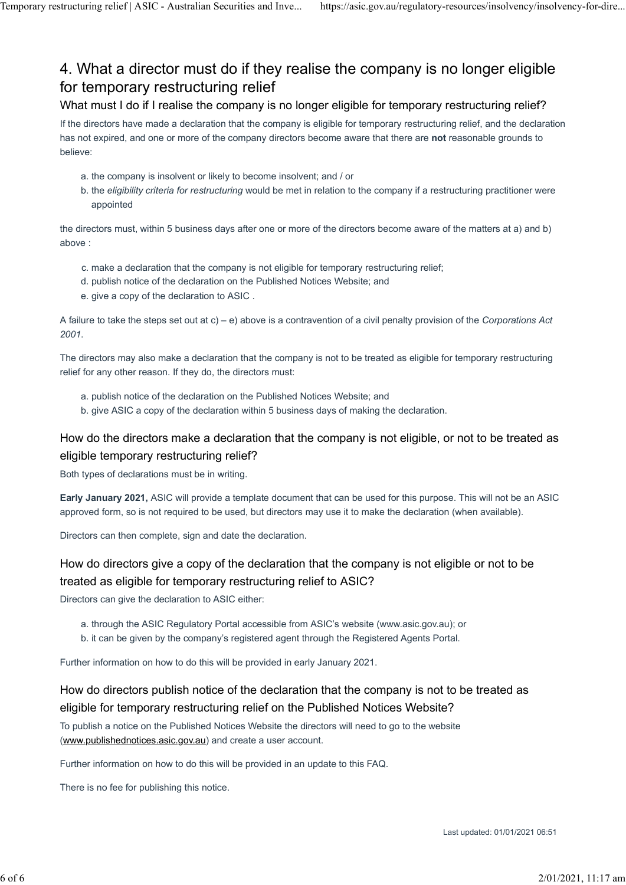## 4. What a director must do if they realise the company is no longer eligible for temporary restructuring relief

### What must I do if I realise the company is no longer eligible for temporary restructuring relief?

If the directors have made a declaration that the company is eligible for temporary restructuring relief, and the declaration has not expired, and one or more of the company directors become aware that there are **not** reasonable grounds to believe:

a. the company is insolvent or likely to become insolvent; and / or
b. the *eligibility criteria for restructuring* would be met in relation to the company if a restructuring practitioner were appointed

the directors must, within 5 business days after one or more of the directors become aware of the matters at a) and b) above :

c. make a declaration that the company is not eligible for temporary restructuring relief;
d. publish notice of the declaration on the Published Notices Website; and
e. give a copy of the declaration to ASIC .

A failure to take the steps set out at c) – e) above is a contravention of a civil penalty provision of the *Corporations Act 2001*.

The directors may also make a declaration that the company is not to be treated as eligible for temporary restructuring relief for any other reason. If they do, the directors must:

a. publish notice of the declaration on the Published Notices Website; and
b. give ASIC a copy of the declaration within 5 business days of making the declaration.

### How do the directors make a declaration that the company is not eligible, or not to be treated as eligible temporary restructuring relief?

Both types of declarations must be in writing.

**Early January 2021,** ASIC will provide a template document that can be used for this purpose. This will not be an ASIC approved form, so is not required to be used, but directors may use it to make the declaration (when available).

Directors can then complete, sign and date the declaration.

### How do directors give a copy of the declaration that the company is not eligible or not to be treated as eligible for temporary restructuring relief to ASIC?

Directors can give the declaration to ASIC either:

a. through the ASIC Regulatory Portal accessible from ASIC's website (www.asic.gov.au); or
b. it can be given by the company's registered agent through the Registered Agents Portal.

Further information on how to do this will be provided in early January 2021.

### How do directors publish notice of the declaration that the company is not to be treated as eligible for temporary restructuring relief on the Published Notices Website?

To publish a notice on the Published Notices Website the directors will need to go to the website (www.publishednotices.asic.gov.au) and create a user account.

Further information on how to do this will be provided in an update to this FAQ.

There is no fee for publishing this notice.

Last updated: 01/01/2021 06:51